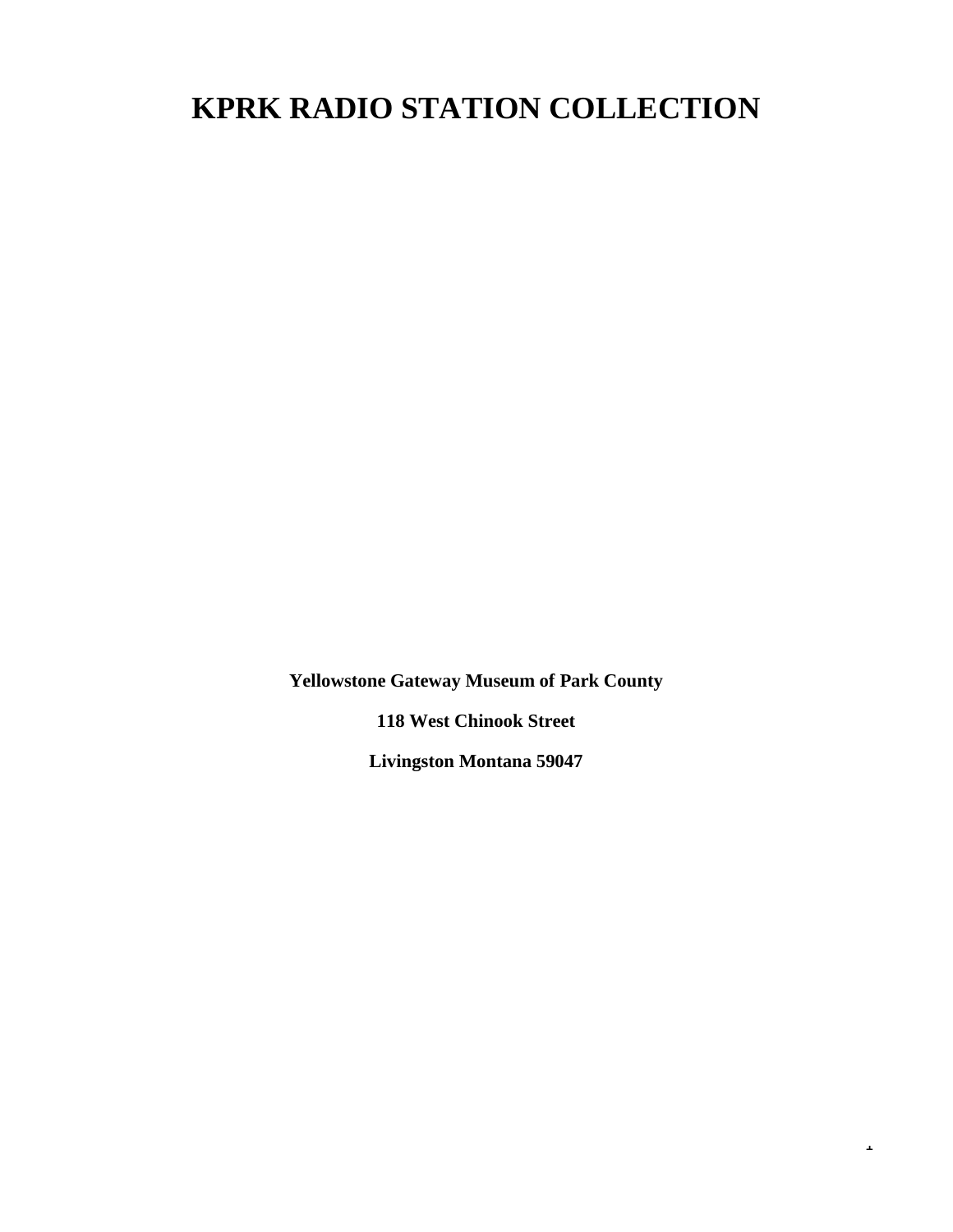# KPRK RADIO STATION COLLECTION

**Yellowstone Gateway Museum of Park County**

**118 West Chinook Street**

**Livingston Montana 59047**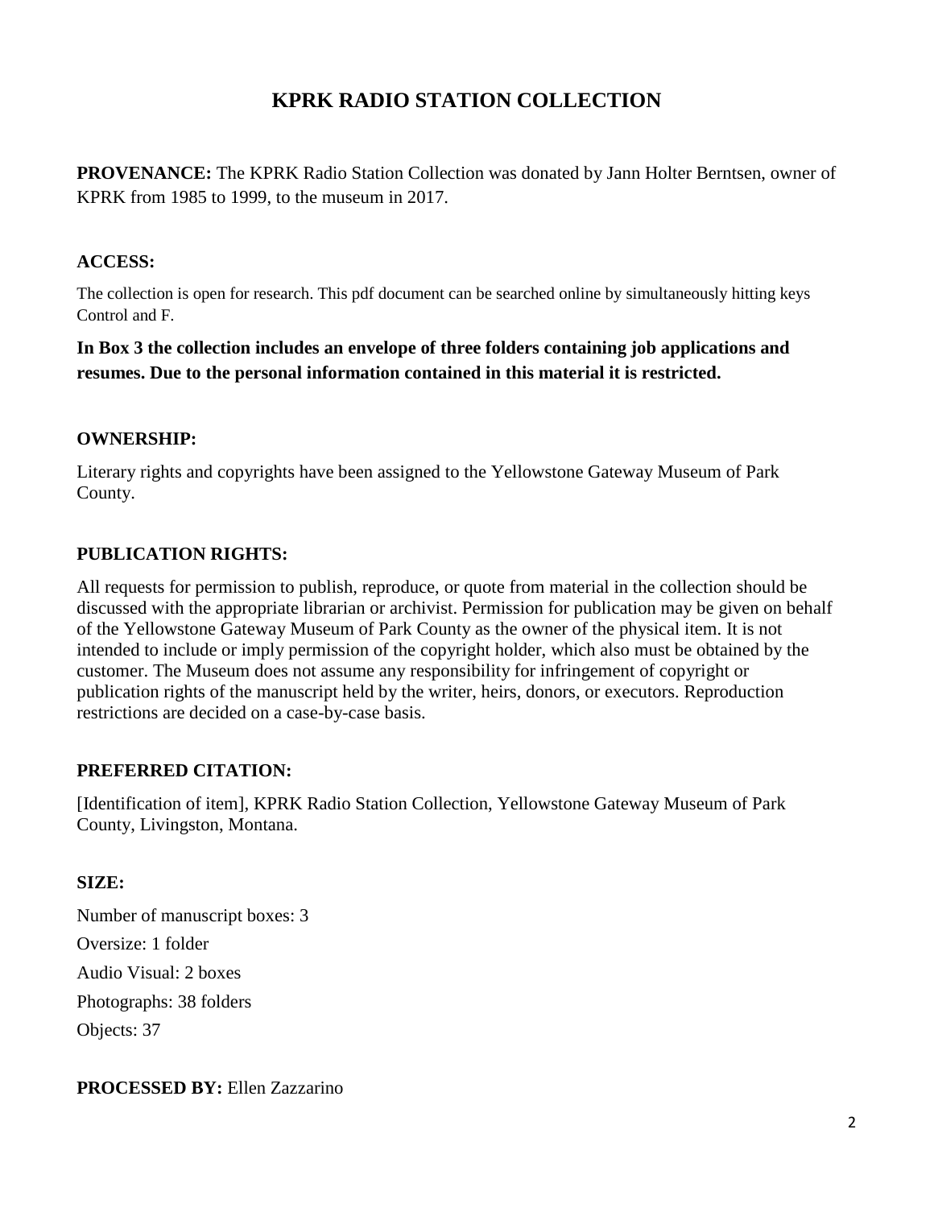# KPRK RADIO STATION COLLECTION

**PROVENANCE:** The KPRK Radio Station Collection was donated by Jann Holter Berntsen, owner of KPRK from 1985 to 1999, to the museum in 2017.

**ACCESS:**

The collection is open for research. This pdf document can be searched online by simultaneously hitting keys Control and F.

**In Box 3 the collection includes an envelope of three folders containing job applications and resumes. Due to the personal information contained in this material it is restricted.**

**OWNERSHIP:**

Literary rights and copyrights have been assigned to the Yellowstone Gateway Museum of Park County.

**PUBLICATION RIGHTS:**

All requests for permission to publish, reproduce, or quote from material in the collection should be discussed with the appropriate librarian or archivist. Permission for publication may be given on behalf of the Yellowstone Gateway Museum of Park County as the owner of the physical item. It is not intended to include or imply permission of the copyright holder, which also must be obtained by the customer. The Museum does not assume any responsibility for infringement of copyright or publication rights of the manuscript held by the writer, heirs, donors, or executors. Reproduction restrictions are decided on a case-by-case basis.

**PREFERRED CITATION:**

[Identification of item], KPRK Radio Station Collection, Yellowstone Gateway Museum of Park County, Livingston, Montana.

**SIZE:**

Number of manuscript boxes: 3

Oversize: 1 folder

Audio Visual: 2 boxes

Photographs: 38 folders

Objects: 37

**PROCESSED BY:** Ellen Zazzarino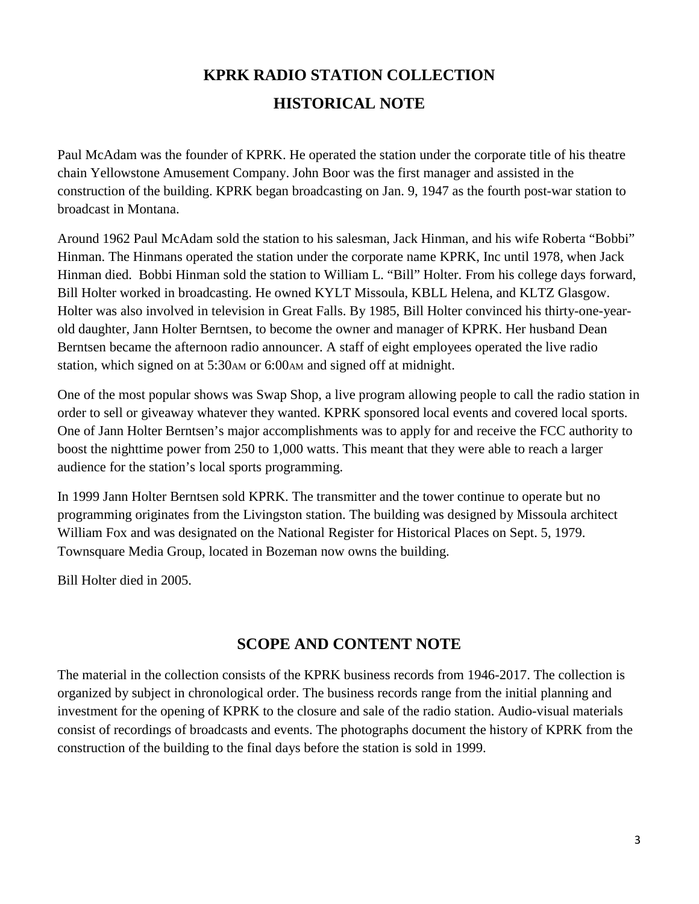# KPRK RADIO STATION COLLECTION

## HISTORICAL NOTE

Paul McAdam was the founder of KPRK. He operated the station under the corporate title of his theatre chain Yellowstone Amusement Company. John Boor was the first manager and assisted in the construction of the building. KPRK began broadcasting on Jan. 9, 1947 as the fourth post-war station to broadcast in Montana.

Around 1962 Paul McAdam sold the station to his salesman, Jack Hinman, and his wife Roberta "Bobbi" Hinman. The Hinmans operated the station under the corporate name KPRK, Inc until 1978, when Jack Hinman died. Bobbi Hinman sold the station to William L. "Bill" Holter. From his college days forward, Bill Holter worked in broadcasting. He owned KYLT Missoula, KBLL Helena, and KLTZ Glasgow. Holter was also involved in television in Great Falls. By 1985, Bill Holter convinced his thirty-one-year-old daughter, Jann Holter Berntsen, to become the owner and manager of KPRK. Her husband Dean Berntsen became the afternoon radio announcer. A staff of eight employees operated the live radio station, which signed on at 5:30AM or 6:00AM and signed off at midnight.

One of the most popular shows was Swap Shop, a live program allowing people to call the radio station in order to sell or giveaway whatever they wanted. KPRK sponsored local events and covered local sports. One of Jann Holter Berntsen's major accomplishments was to apply for and receive the FCC authority to boost the nighttime power from 250 to 1,000 watts. This meant that they were able to reach a larger audience for the station's local sports programming.

In 1999 Jann Holter Berntsen sold KPRK. The transmitter and the tower continue to operate but no programming originates from the Livingston station. The building was designed by Missoula architect William Fox and was designated on the National Register for Historical Places on Sept. 5, 1979. Townsquare Media Group, located in Bozeman now owns the building.

Bill Holter died in 2005.

## SCOPE AND CONTENT NOTE

The material in the collection consists of the KPRK business records from 1946-2017. The collection is organized by subject in chronological order. The business records range from the initial planning and investment for the opening of KPRK to the closure and sale of the radio station. Audio-visual materials consist of recordings of broadcasts and events. The photographs document the history of KPRK from the construction of the building to the final days before the station is sold in 1999.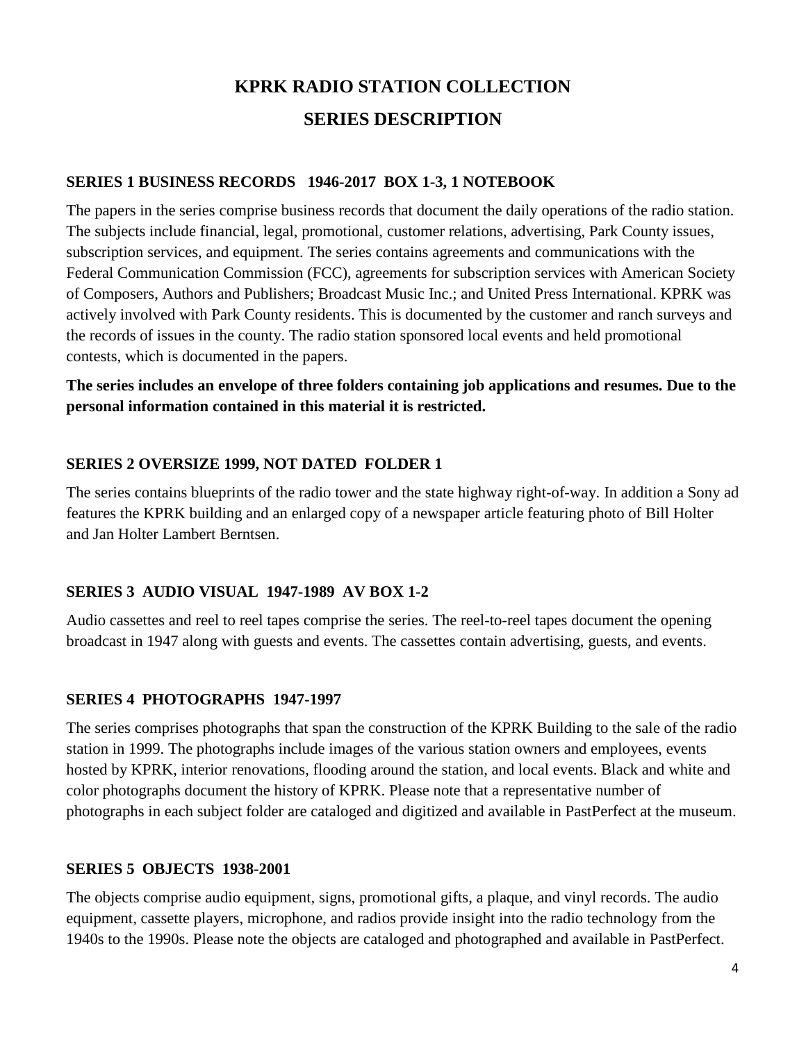# KPRK RADIO STATION COLLECTION

# SERIES DESCRIPTION

### SERIES 1 BUSINESS RECORDS 1946-2017 BOX 1-3, 1 NOTEBOOK

The papers in the series comprise business records that document the daily operations of the radio station. The subjects include financial, legal, promotional, customer relations, advertising, Park County issues, subscription services, and equipment. The series contains agreements and communications with the Federal Communication Commission (FCC), agreements for subscription services with American Society of Composers, Authors and Publishers; Broadcast Music Inc.; and United Press International. KPRK was actively involved with Park County residents. This is documented by the customer and ranch surveys and the records of issues in the county. The radio station sponsored local events and held promotional contests, which is documented in the papers.

**The series includes an envelope of three folders containing job applications and resumes. Due to the personal information contained in this material it is restricted.**

### SERIES 2 OVERSIZE 1999, NOT DATED FOLDER 1

The series contains blueprints of the radio tower and the state highway right-of-way. In addition a Sony ad features the KPRK building and an enlarged copy of a newspaper article featuring photo of Bill Holter and Jan Holter Lambert Berntsen.

### SERIES 3 AUDIO VISUAL 1947-1989 AV BOX 1-2

Audio cassettes and reel to reel tapes comprise the series. The reel-to-reel tapes document the opening broadcast in 1947 along with guests and events. The cassettes contain advertising, guests, and events.

### SERIES 4 PHOTOGRAPHS 1947-1997

The series comprises photographs that span the construction of the KPRK Building to the sale of the radio station in 1999. The photographs include images of the various station owners and employees, events hosted by KPRK, interior renovations, flooding around the station, and local events. Black and white and color photographs document the history of KPRK. Please note that a representative number of photographs in each subject folder are cataloged and digitized and available in PastPerfect at the museum.

### SERIES 5 OBJECTS 1938-2001

The objects comprise audio equipment, signs, promotional gifts, a plaque, and vinyl records. The audio equipment, cassette players, microphone, and radios provide insight into the radio technology from the 1940s to the 1990s. Please note the objects are cataloged and photographed and available in PastPerfect.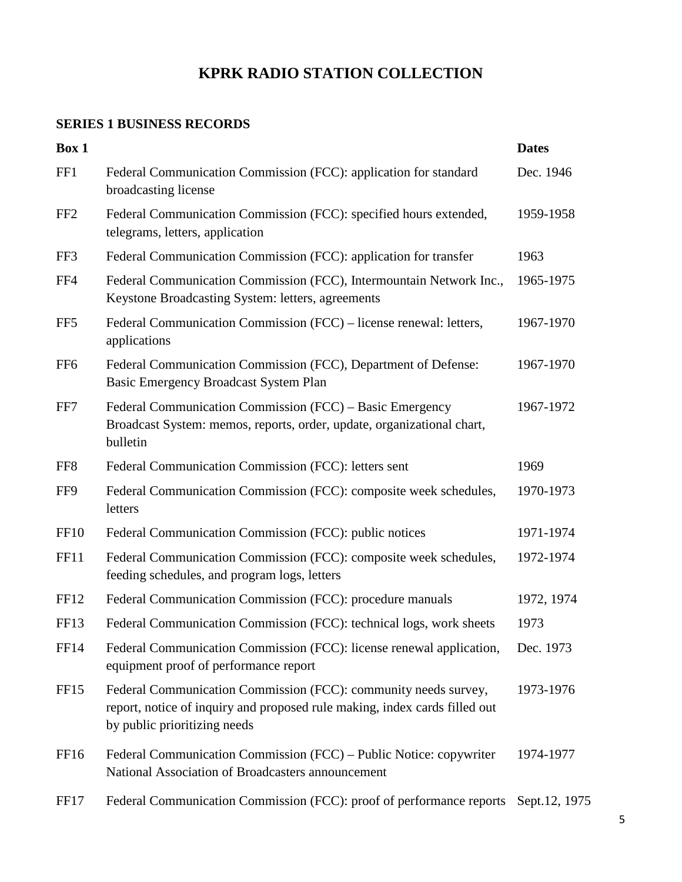# KPRK RADIO STATION COLLECTION

## SERIES 1 BUSINESS RECORDS

| Box 1 | | Dates |
|---|---|---|
| FF1 | Federal Communication Commission (FCC): application for standard broadcasting license | Dec. 1946 |
| FF2 | Federal Communication Commission (FCC): specified hours extended, telegrams, letters, application | 1959-1958 |
| FF3 | Federal Communication Commission (FCC): application for transfer | 1963 |
| FF4 | Federal Communication Commission (FCC), Intermountain Network Inc., Keystone Broadcasting System: letters, agreements | 1965-1975 |
| FF5 | Federal Communication Commission (FCC) – license renewal: letters, applications | 1967-1970 |
| FF6 | Federal Communication Commission (FCC), Department of Defense: Basic Emergency Broadcast System Plan | 1967-1970 |
| FF7 | Federal Communication Commission (FCC) – Basic Emergency Broadcast System: memos, reports, order, update, organizational chart, bulletin | 1967-1972 |
| FF8 | Federal Communication Commission (FCC): letters sent | 1969 |
| FF9 | Federal Communication Commission (FCC): composite week schedules, letters | 1970-1973 |
| FF10 | Federal Communication Commission (FCC): public notices | 1971-1974 |
| FF11 | Federal Communication Commission (FCC): composite week schedules, feeding schedules, and program logs, letters | 1972-1974 |
| FF12 | Federal Communication Commission (FCC): procedure manuals | 1972, 1974 |
| FF13 | Federal Communication Commission (FCC): technical logs, work sheets | 1973 |
| FF14 | Federal Communication Commission (FCC): license renewal application, equipment proof of performance report | Dec. 1973 |
| FF15 | Federal Communication Commission (FCC): community needs survey, report, notice of inquiry and proposed rule making, index cards filled out by public prioritizing needs | 1973-1976 |
| FF16 | Federal Communication Commission (FCC) – Public Notice: copywriter National Association of Broadcasters announcement | 1974-1977 |
| FF17 | Federal Communication Commission (FCC): proof of performance reports | Sept.12, 1975 |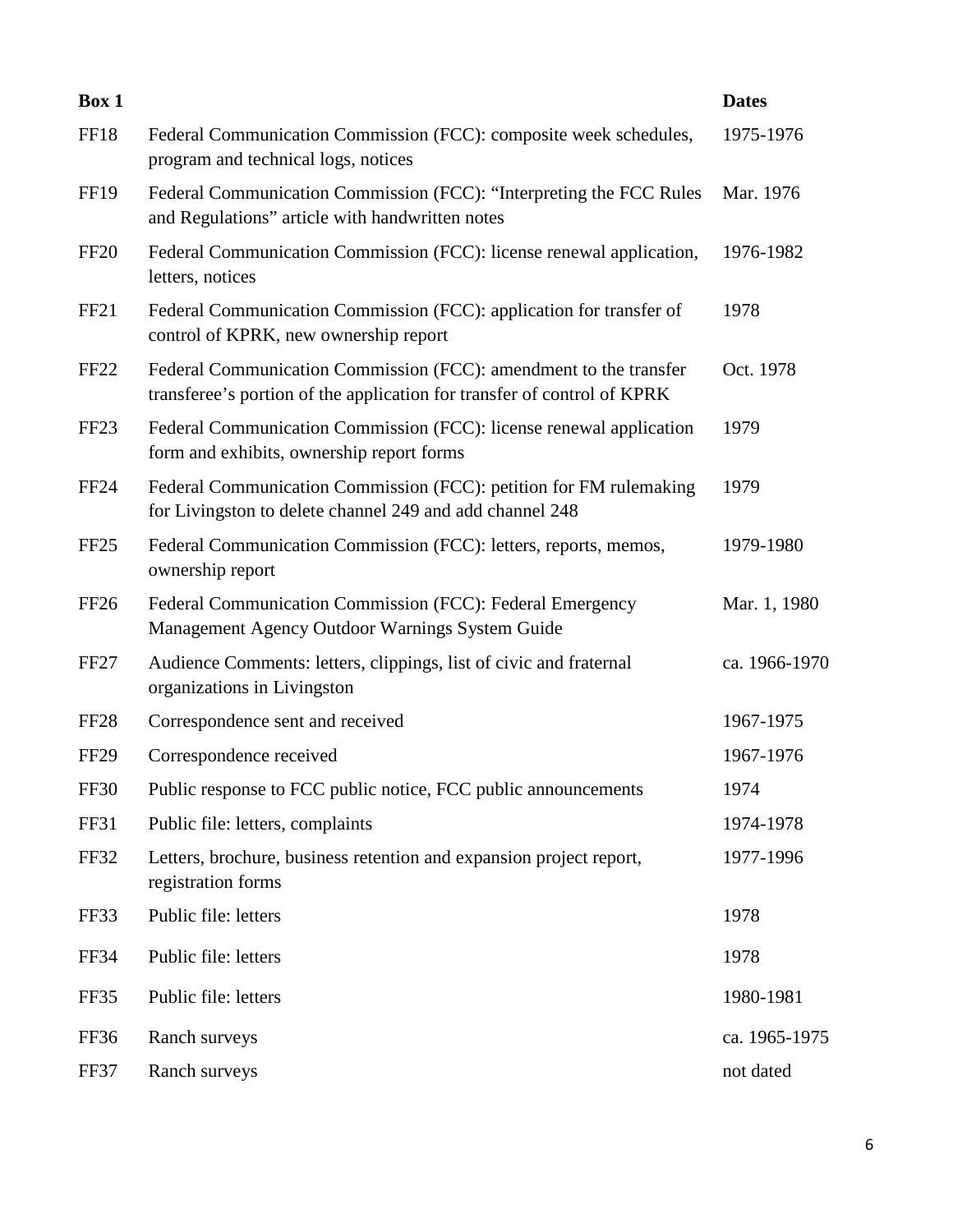| Box 1 | | Dates |
|---|---|---|
| FF18 | Federal Communication Commission (FCC): composite week schedules, program and technical logs, notices | 1975-1976 |
| FF19 | Federal Communication Commission (FCC): "Interpreting the FCC Rules and Regulations" article with handwritten notes | Mar. 1976 |
| FF20 | Federal Communication Commission (FCC): license renewal application, letters, notices | 1976-1982 |
| FF21 | Federal Communication Commission (FCC): application for transfer of control of KPRK, new ownership report | 1978 |
| FF22 | Federal Communication Commission (FCC): amendment to the transfer transferee's portion of the application for transfer of control of KPRK | Oct. 1978 |
| FF23 | Federal Communication Commission (FCC): license renewal application form and exhibits, ownership report forms | 1979 |
| FF24 | Federal Communication Commission (FCC): petition for FM rulemaking for Livingston to delete channel 249 and add channel 248 | 1979 |
| FF25 | Federal Communication Commission (FCC): letters, reports, memos, ownership report | 1979-1980 |
| FF26 | Federal Communication Commission (FCC): Federal Emergency Management Agency Outdoor Warnings System Guide | Mar. 1, 1980 |
| FF27 | Audience Comments: letters, clippings, list of civic and fraternal organizations in Livingston | ca. 1966-1970 |
| FF28 | Correspondence sent and received | 1967-1975 |
| FF29 | Correspondence received | 1967-1976 |
| FF30 | Public response to FCC public notice, FCC public announcements | 1974 |
| FF31 | Public file: letters, complaints | 1974-1978 |
| FF32 | Letters, brochure, business retention and expansion project report, registration forms | 1977-1996 |
| FF33 | Public file: letters | 1978 |
| FF34 | Public file: letters | 1978 |
| FF35 | Public file: letters | 1980-1981 |
| FF36 | Ranch surveys | ca. 1965-1975 |
| FF37 | Ranch surveys | not dated |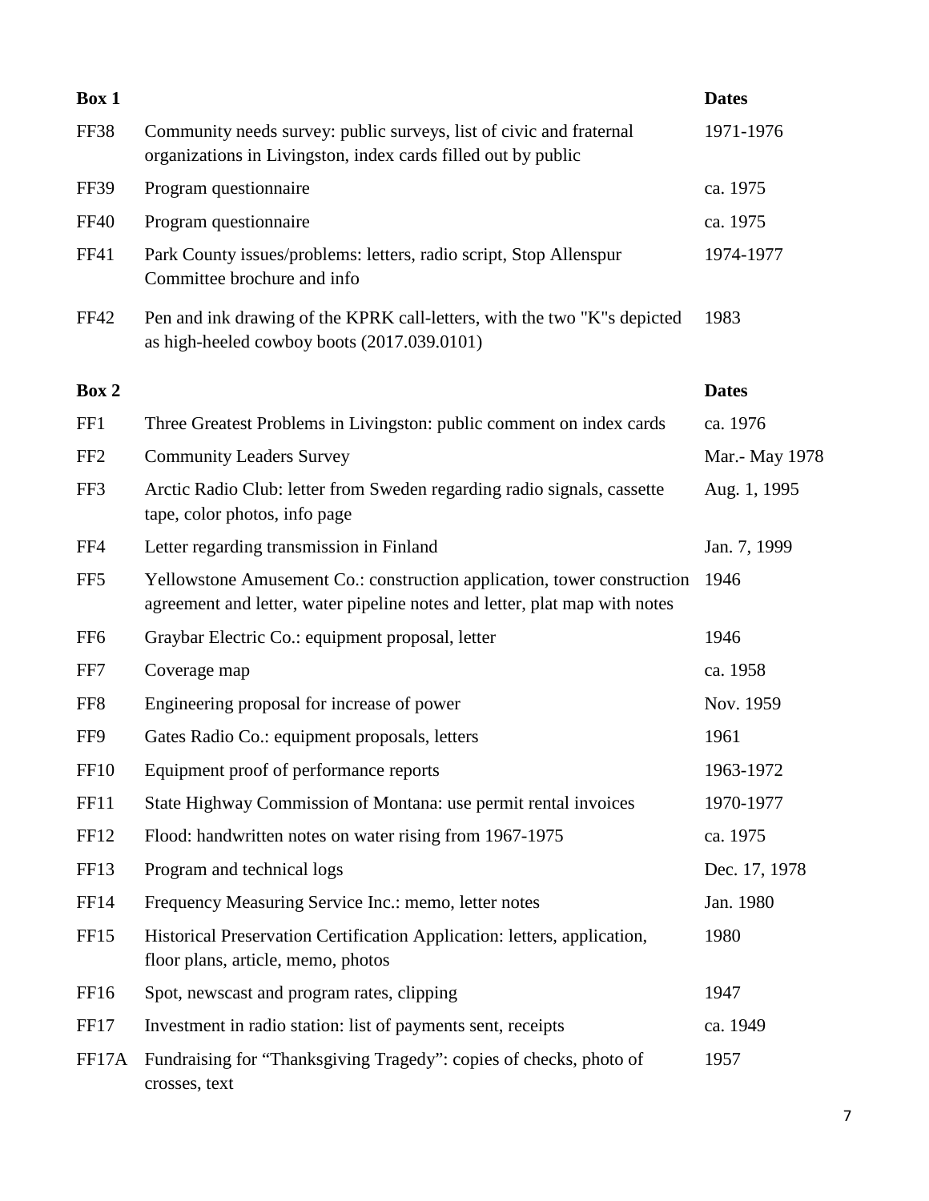| Box 1 | | Dates |
|---|---|---|
| FF38 | Community needs survey: public surveys, list of civic and fraternal organizations in Livingston, index cards filled out by public | 1971-1976 |
| FF39 | Program questionnaire | ca. 1975 |
| FF40 | Program questionnaire | ca. 1975 |
| FF41 | Park County issues/problems: letters, radio script, Stop Allenspur Committee brochure and info | 1974-1977 |
| FF42 | Pen and ink drawing of the KPRK call-letters, with the two "K"s depicted as high-heeled cowboy boots (2017.039.0101) | 1983 |

| Box 2 | | Dates |
|---|---|---|
| FF1 | Three Greatest Problems in Livingston: public comment on index cards | ca. 1976 |
| FF2 | Community Leaders Survey | Mar.- May 1978 |
| FF3 | Arctic Radio Club: letter from Sweden regarding radio signals, cassette tape, color photos, info page | Aug. 1, 1995 |
| FF4 | Letter regarding transmission in Finland | Jan. 7, 1999 |
| FF5 | Yellowstone Amusement Co.: construction application, tower construction agreement and letter, water pipeline notes and letter, plat map with notes | 1946 |
| FF6 | Graybar Electric Co.: equipment proposal, letter | 1946 |
| FF7 | Coverage map | ca. 1958 |
| FF8 | Engineering proposal for increase of power | Nov. 1959 |
| FF9 | Gates Radio Co.: equipment proposals, letters | 1961 |
| FF10 | Equipment proof of performance reports | 1963-1972 |
| FF11 | State Highway Commission of Montana: use permit rental invoices | 1970-1977 |
| FF12 | Flood: handwritten notes on water rising from 1967-1975 | ca. 1975 |
| FF13 | Program and technical logs | Dec. 17, 1978 |
| FF14 | Frequency Measuring Service Inc.: memo, letter notes | Jan. 1980 |
| FF15 | Historical Preservation Certification Application: letters, application, floor plans, article, memo, photos | 1980 |
| FF16 | Spot, newscast and program rates, clipping | 1947 |
| FF17 | Investment in radio station: list of payments sent, receipts | ca. 1949 |
| FF17A | Fundraising for "Thanksgiving Tragedy": copies of checks, photo of crosses, text | 1957 |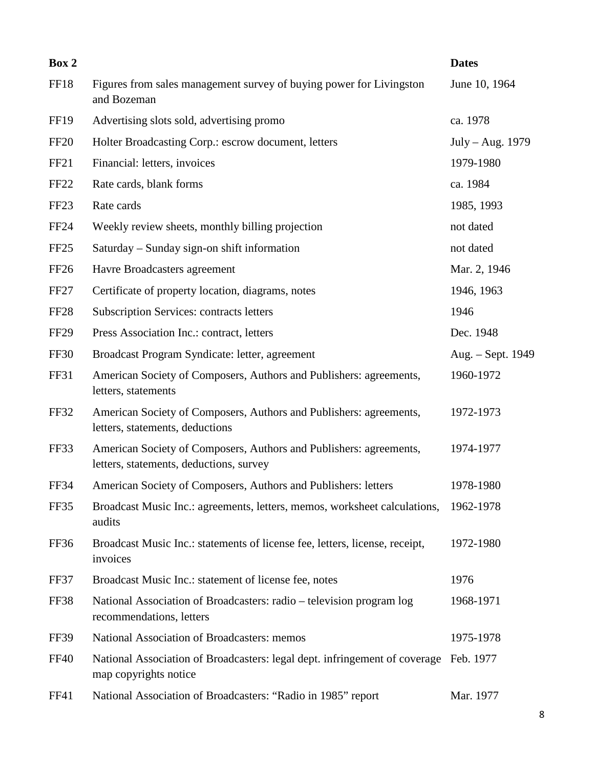| Box 2 | | Dates |
|---|---|---|
| FF18 | Figures from sales management survey of buying power for Livingston and Bozeman | June 10, 1964 |
| FF19 | Advertising slots sold, advertising promo | ca. 1978 |
| FF20 | Holter Broadcasting Corp.: escrow document, letters | July – Aug. 1979 |
| FF21 | Financial: letters, invoices | 1979-1980 |
| FF22 | Rate cards, blank forms | ca. 1984 |
| FF23 | Rate cards | 1985, 1993 |
| FF24 | Weekly review sheets, monthly billing projection | not dated |
| FF25 | Saturday – Sunday sign-on shift information | not dated |
| FF26 | Havre Broadcasters agreement | Mar. 2, 1946 |
| FF27 | Certificate of property location, diagrams, notes | 1946, 1963 |
| FF28 | Subscription Services: contracts letters | 1946 |
| FF29 | Press Association Inc.: contract, letters | Dec. 1948 |
| FF30 | Broadcast Program Syndicate: letter, agreement | Aug. – Sept. 1949 |
| FF31 | American Society of Composers, Authors and Publishers: agreements, letters, statements | 1960-1972 |
| FF32 | American Society of Composers, Authors and Publishers: agreements, letters, statements, deductions | 1972-1973 |
| FF33 | American Society of Composers, Authors and Publishers: agreements, letters, statements, deductions, survey | 1974-1977 |
| FF34 | American Society of Composers, Authors and Publishers: letters | 1978-1980 |
| FF35 | Broadcast Music Inc.: agreements, letters, memos, worksheet calculations, audits | 1962-1978 |
| FF36 | Broadcast Music Inc.: statements of license fee, letters, license, receipt, invoices | 1972-1980 |
| FF37 | Broadcast Music Inc.: statement of license fee, notes | 1976 |
| FF38 | National Association of Broadcasters: radio – television program log recommendations, letters | 1968-1971 |
| FF39 | National Association of Broadcasters: memos | 1975-1978 |
| FF40 | National Association of Broadcasters: legal dept. infringement of coverage map copyrights notice | Feb. 1977 |
| FF41 | National Association of Broadcasters: "Radio in 1985" report | Mar. 1977 |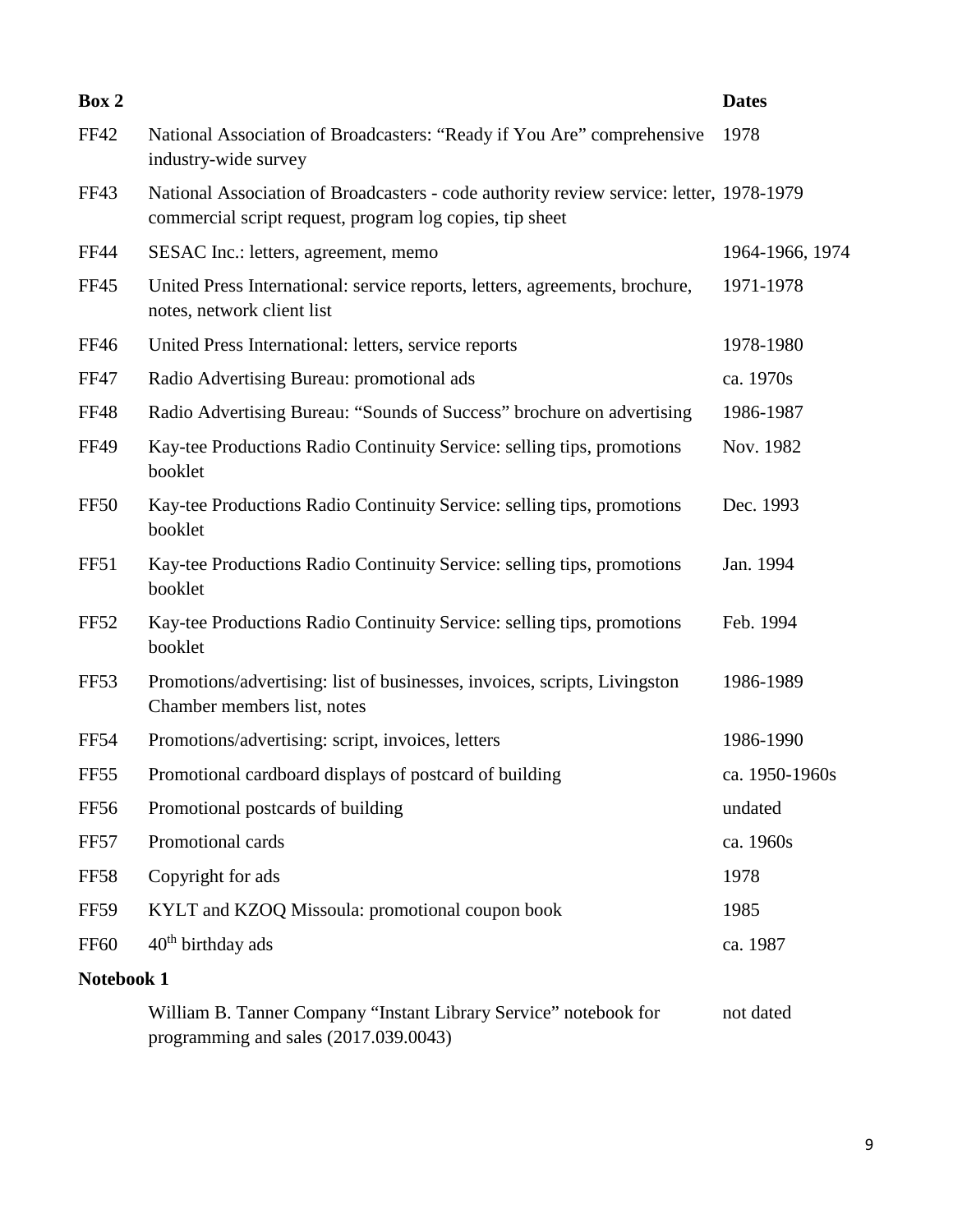| Box 2 | | Dates |
| --- | --- | --- |
| FF42 | National Association of Broadcasters: "Ready if You Are" comprehensive industry-wide survey | 1978 |
| FF43 | National Association of Broadcasters - code authority review service: letter, commercial script request, program log copies, tip sheet | 1978-1979 |
| FF44 | SESAC Inc.: letters, agreement, memo | 1964-1966, 1974 |
| FF45 | United Press International: service reports, letters, agreements, brochure, notes, network client list | 1971-1978 |
| FF46 | United Press International: letters, service reports | 1978-1980 |
| FF47 | Radio Advertising Bureau: promotional ads | ca. 1970s |
| FF48 | Radio Advertising Bureau: "Sounds of Success" brochure on advertising | 1986-1987 |
| FF49 | Kay-tee Productions Radio Continuity Service: selling tips, promotions booklet | Nov. 1982 |
| FF50 | Kay-tee Productions Radio Continuity Service: selling tips, promotions booklet | Dec. 1993 |
| FF51 | Kay-tee Productions Radio Continuity Service: selling tips, promotions booklet | Jan. 1994 |
| FF52 | Kay-tee Productions Radio Continuity Service: selling tips, promotions booklet | Feb. 1994 |
| FF53 | Promotions/advertising: list of businesses, invoices, scripts, Livingston Chamber members list, notes | 1986-1989 |
| FF54 | Promotions/advertising: script, invoices, letters | 1986-1990 |
| FF55 | Promotional cardboard displays of postcard of building | ca. 1950-1960s |
| FF56 | Promotional postcards of building | undated |
| FF57 | Promotional cards | ca. 1960s |
| FF58 | Copyright for ads | 1978 |
| FF59 | KYLT and KZOQ Missoula: promotional coupon book | 1985 |
| FF60 | 40th birthday ads | ca. 1987 |
| **Notebook 1** | | |
| | William B. Tanner Company "Instant Library Service" notebook for programming and sales (2017.039.0043) | not dated |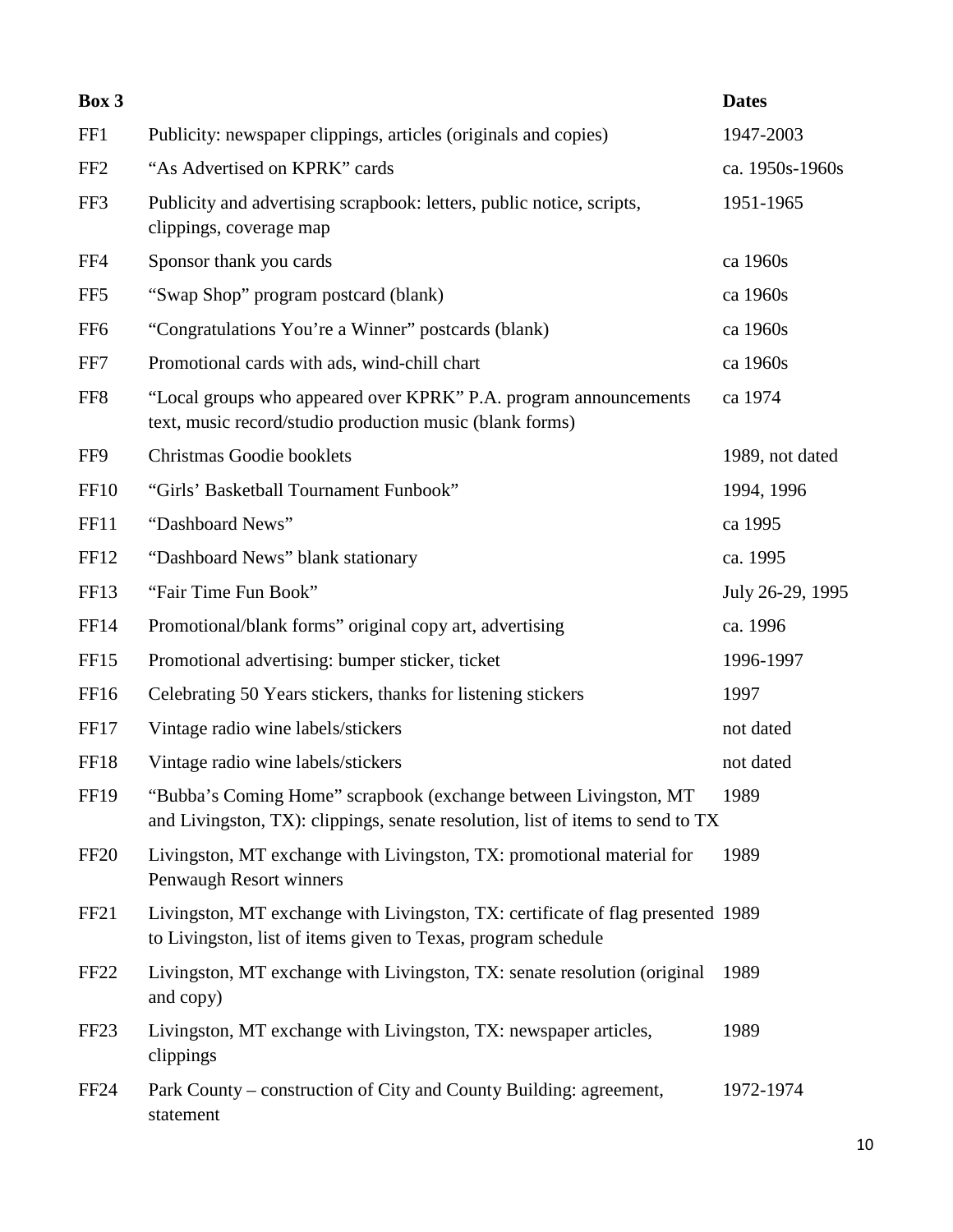| Box 3 | | Dates |
|---|---|---|
| FF1 | Publicity: newspaper clippings, articles (originals and copies) | 1947-2003 |
| FF2 | "As Advertised on KPRK" cards | ca. 1950s-1960s |
| FF3 | Publicity and advertising scrapbook: letters, public notice, scripts, clippings, coverage map | 1951-1965 |
| FF4 | Sponsor thank you cards | ca 1960s |
| FF5 | "Swap Shop" program postcard (blank) | ca 1960s |
| FF6 | "Congratulations You're a Winner" postcards (blank) | ca 1960s |
| FF7 | Promotional cards with ads, wind-chill chart | ca 1960s |
| FF8 | "Local groups who appeared over KPRK" P.A. program announcements text, music record/studio production music (blank forms) | ca 1974 |
| FF9 | Christmas Goodie booklets | 1989, not dated |
| FF10 | "Girls' Basketball Tournament Funbook" | 1994, 1996 |
| FF11 | "Dashboard News" | ca 1995 |
| FF12 | "Dashboard News" blank stationary | ca. 1995 |
| FF13 | "Fair Time Fun Book" | July 26-29, 1995 |
| FF14 | Promotional/blank forms" original copy art, advertising | ca. 1996 |
| FF15 | Promotional advertising: bumper sticker, ticket | 1996-1997 |
| FF16 | Celebrating 50 Years stickers, thanks for listening stickers | 1997 |
| FF17 | Vintage radio wine labels/stickers | not dated |
| FF18 | Vintage radio wine labels/stickers | not dated |
| FF19 | "Bubba's Coming Home" scrapbook (exchange between Livingston, MT and Livingston, TX): clippings, senate resolution, list of items to send to TX | 1989 |
| FF20 | Livingston, MT exchange with Livingston, TX: promotional material for Penwaugh Resort winners | 1989 |
| FF21 | Livingston, MT exchange with Livingston, TX: certificate of flag presented to Livingston, list of items given to Texas, program schedule | 1989 |
| FF22 | Livingston, MT exchange with Livingston, TX: senate resolution (original and copy) | 1989 |
| FF23 | Livingston, MT exchange with Livingston, TX: newspaper articles, clippings | 1989 |
| FF24 | Park County – construction of City and County Building: agreement, statement | 1972-1974 |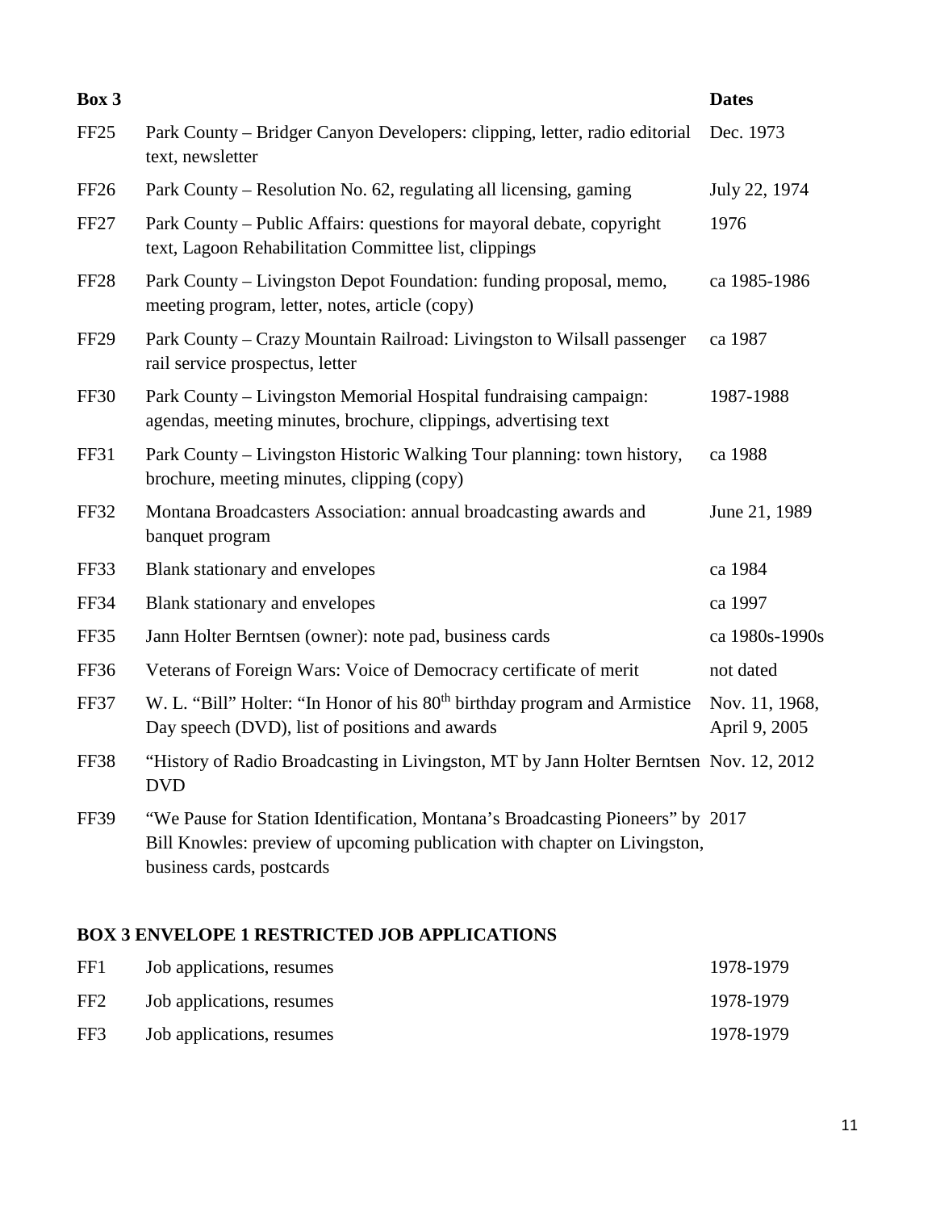| Box 3 | | Dates |
|---|---|---|
| FF25 | Park County – Bridger Canyon Developers: clipping, letter, radio editorial text, newsletter | Dec. 1973 |
| FF26 | Park County – Resolution No. 62, regulating all licensing, gaming | July 22, 1974 |
| FF27 | Park County – Public Affairs: questions for mayoral debate, copyright text, Lagoon Rehabilitation Committee list, clippings | 1976 |
| FF28 | Park County – Livingston Depot Foundation: funding proposal, memo, meeting program, letter, notes, article (copy) | ca 1985-1986 |
| FF29 | Park County – Crazy Mountain Railroad: Livingston to Wilsall passenger rail service prospectus, letter | ca 1987 |
| FF30 | Park County – Livingston Memorial Hospital fundraising campaign: agendas, meeting minutes, brochure, clippings, advertising text | 1987-1988 |
| FF31 | Park County – Livingston Historic Walking Tour planning: town history, brochure, meeting minutes, clipping (copy) | ca 1988 |
| FF32 | Montana Broadcasters Association: annual broadcasting awards and banquet program | June 21, 1989 |
| FF33 | Blank stationary and envelopes | ca 1984 |
| FF34 | Blank stationary and envelopes | ca 1997 |
| FF35 | Jann Holter Berntsen (owner): note pad, business cards | ca 1980s-1990s |
| FF36 | Veterans of Foreign Wars: Voice of Democracy certificate of merit | not dated |
| FF37 | W. L. "Bill" Holter: "In Honor of his 80th birthday program and Armistice Day speech (DVD), list of positions and awards | Nov. 11, 1968, April 9, 2005 |
| FF38 | "History of Radio Broadcasting in Livingston, MT by Jann Holter Berntsen DVD | Nov. 12, 2012 |
| FF39 | "We Pause for Station Identification, Montana's Broadcasting Pioneers" by Bill Knowles: preview of upcoming publication with chapter on Livingston, business cards, postcards | 2017 |

## BOX 3 ENVELOPE 1 RESTRICTED JOB APPLICATIONS

| | | |
|---|---|---|
| FF1 | Job applications, resumes | 1978-1979 |
| FF2 | Job applications, resumes | 1978-1979 |
| FF3 | Job applications, resumes | 1978-1979 |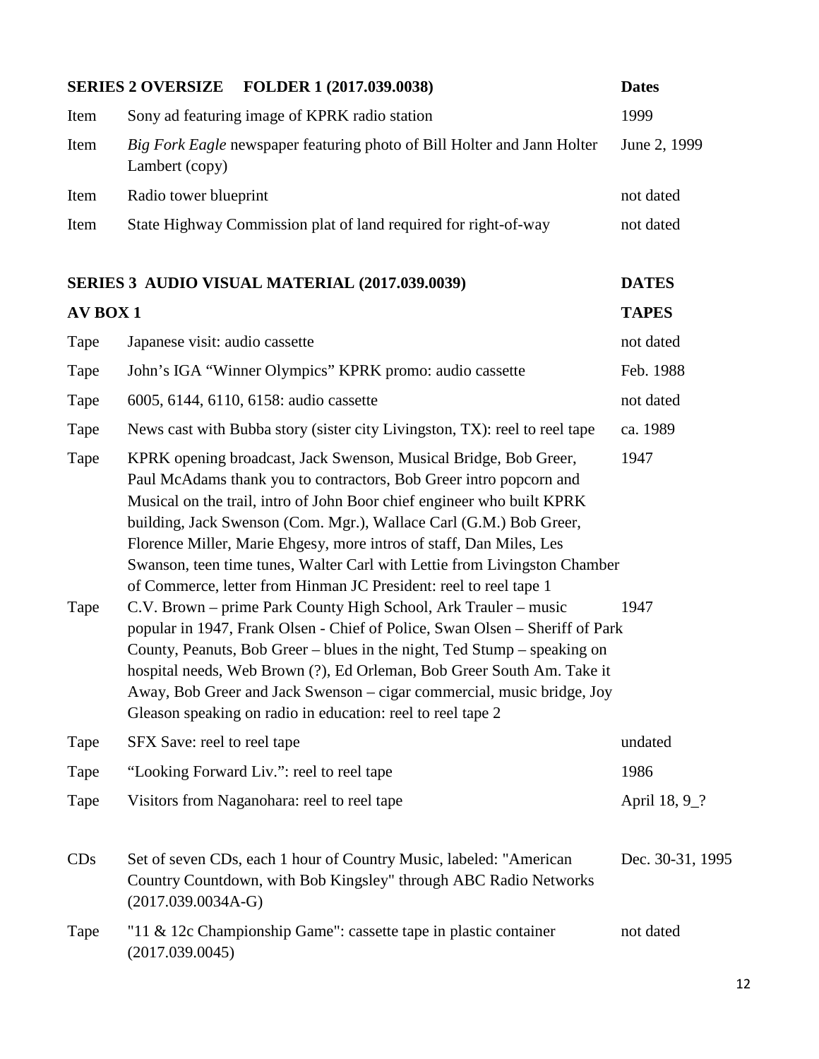| **SERIES 2 OVERSIZE FOLDER 1 (2017.039.0038)** | | **Dates** |
|---|---|---|
| Item | Sony ad featuring image of KPRK radio station | 1999 |
| Item | *Big Fork Eagle* newspaper featuring photo of Bill Holter and Jann Holter Lambert (copy) | June 2, 1999 |
| Item | Radio tower blueprint | not dated |
| Item | State Highway Commission plat of land required for right-of-way | not dated |

| **SERIES 3 AUDIO VISUAL MATERIAL (2017.039.0039)** | | **DATES** |
|---|---|---|
| **AV BOX 1** | | **TAPES** |
| Tape | Japanese visit: audio cassette | not dated |
| Tape | John's IGA "Winner Olympics" KPRK promo: audio cassette | Feb. 1988 |
| Tape | 6005, 6144, 6110, 6158: audio cassette | not dated |
| Tape | News cast with Bubba story (sister city Livingston, TX): reel to reel tape | ca. 1989 |
| Tape | KPRK opening broadcast, Jack Swenson, Musical Bridge, Bob Greer, Paul McAdams thank you to contractors, Bob Greer intro popcorn and Musical on the trail, intro of John Boor chief engineer who built KPRK building, Jack Swenson (Com. Mgr.), Wallace Carl (G.M.) Bob Greer, Florence Miller, Marie Ehgesy, more intros of staff, Dan Miles, Les Swanson, teen time tunes, Walter Carl with Lettie from Livingston Chamber of Commerce, letter from Hinman JC President: reel to reel tape 1 | 1947 |
| Tape | C.V. Brown – prime Park County High School, Ark Trauler – music popular in 1947, Frank Olsen - Chief of Police, Swan Olsen – Sheriff of Park County, Peanuts, Bob Greer – blues in the night, Ted Stump – speaking on hospital needs, Web Brown (?), Ed Orleman, Bob Greer South Am. Take it Away, Bob Greer and Jack Swenson – cigar commercial, music bridge, Joy Gleason speaking on radio in education: reel to reel tape 2 | 1947 |
| Tape | SFX Save: reel to reel tape | undated |
| Tape | "Looking Forward Liv.": reel to reel tape | 1986 |
| Tape | Visitors from Naganohara: reel to reel tape | April 18, 9_? |
| CDs | Set of seven CDs, each 1 hour of Country Music, labeled: "American Country Countdown, with Bob Kingsley" through ABC Radio Networks (2017.039.0034A-G) | Dec. 30-31, 1995 |
| Tape | "11 & 12c Championship Game": cassette tape in plastic container (2017.039.0045) | not dated |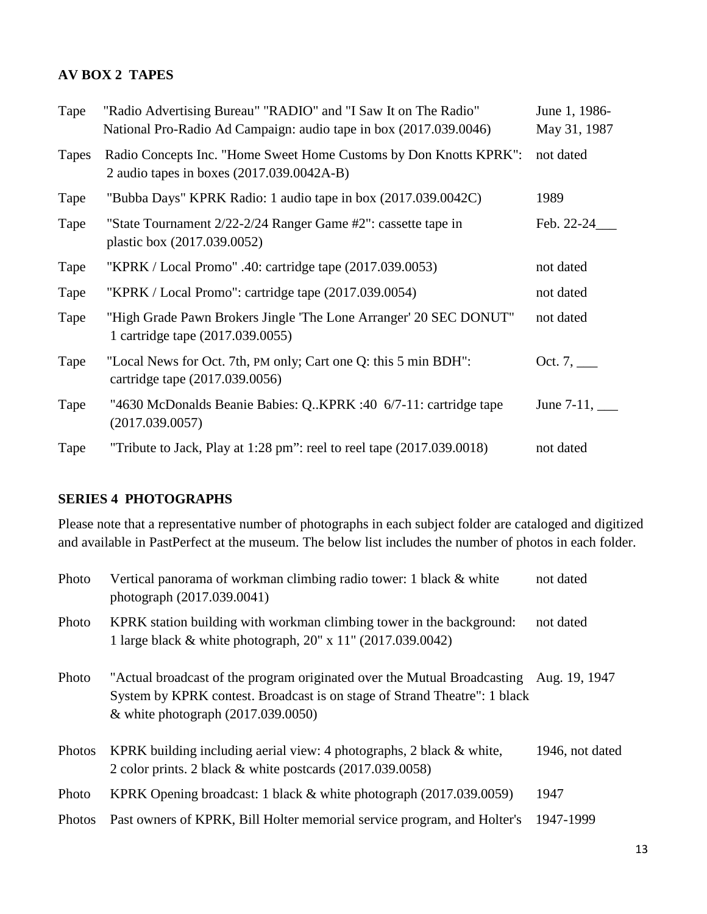**AV BOX 2 TAPES**

| | | |
|---|---|---|
| Tape | "Radio Advertising Bureau" "RADIO" and "I Saw It on The Radio" National Pro-Radio Ad Campaign: audio tape in box (2017.039.0046) | June 1, 1986-May 31, 1987 |
| Tapes | Radio Concepts Inc. "Home Sweet Home Customs by Don Knotts KPRK": 2 audio tapes in boxes (2017.039.0042A-B) | not dated |
| Tape | "Bubba Days" KPRK Radio: 1 audio tape in box (2017.039.0042C) | 1989 |
| Tape | "State Tournament 2/22-2/24 Ranger Game #2": cassette tape in plastic box (2017.039.0052) | Feb. 22-24___ |
| Tape | "KPRK / Local Promo" .40: cartridge tape (2017.039.0053) | not dated |
| Tape | "KPRK / Local Promo": cartridge tape (2017.039.0054) | not dated |
| Tape | "High Grade Pawn Brokers Jingle 'The Lone Arranger' 20 SEC DONUT" 1 cartridge tape (2017.039.0055) | not dated |
| Tape | "Local News for Oct. 7th, PM only; Cart one Q: this 5 min BDH": cartridge tape (2017.039.0056) | Oct. 7, ___ |
| Tape | "4630 McDonalds Beanie Babies: Q..KPRK :40 6/7-11: cartridge tape (2017.039.0057) | June 7-11, ___ |
| Tape | "Tribute to Jack, Play at 1:28 pm": reel to reel tape (2017.039.0018) | not dated |

**SERIES 4 PHOTOGRAPHS**

Please note that a representative number of photographs in each subject folder are cataloged and digitized and available in PastPerfect at the museum. The below list includes the number of photos in each folder.

| | | |
|---|---|---|
| Photo | Vertical panorama of workman climbing radio tower: 1 black & white photograph (2017.039.0041) | not dated |
| Photo | KPRK station building with workman climbing tower in the background: 1 large black & white photograph, 20" x 11" (2017.039.0042) | not dated |
| Photo | "Actual broadcast of the program originated over the Mutual Broadcasting System by KPRK contest. Broadcast is on stage of Strand Theatre": 1 black & white photograph (2017.039.0050) | Aug. 19, 1947 |
| Photos | KPRK building including aerial view: 4 photographs, 2 black & white, 2 color prints. 2 black & white postcards (2017.039.0058) | 1946, not dated |
| Photo | KPRK Opening broadcast: 1 black & white photograph (2017.039.0059) | 1947 |
| Photos | Past owners of KPRK, Bill Holter memorial service program, and Holter's | 1947-1999 |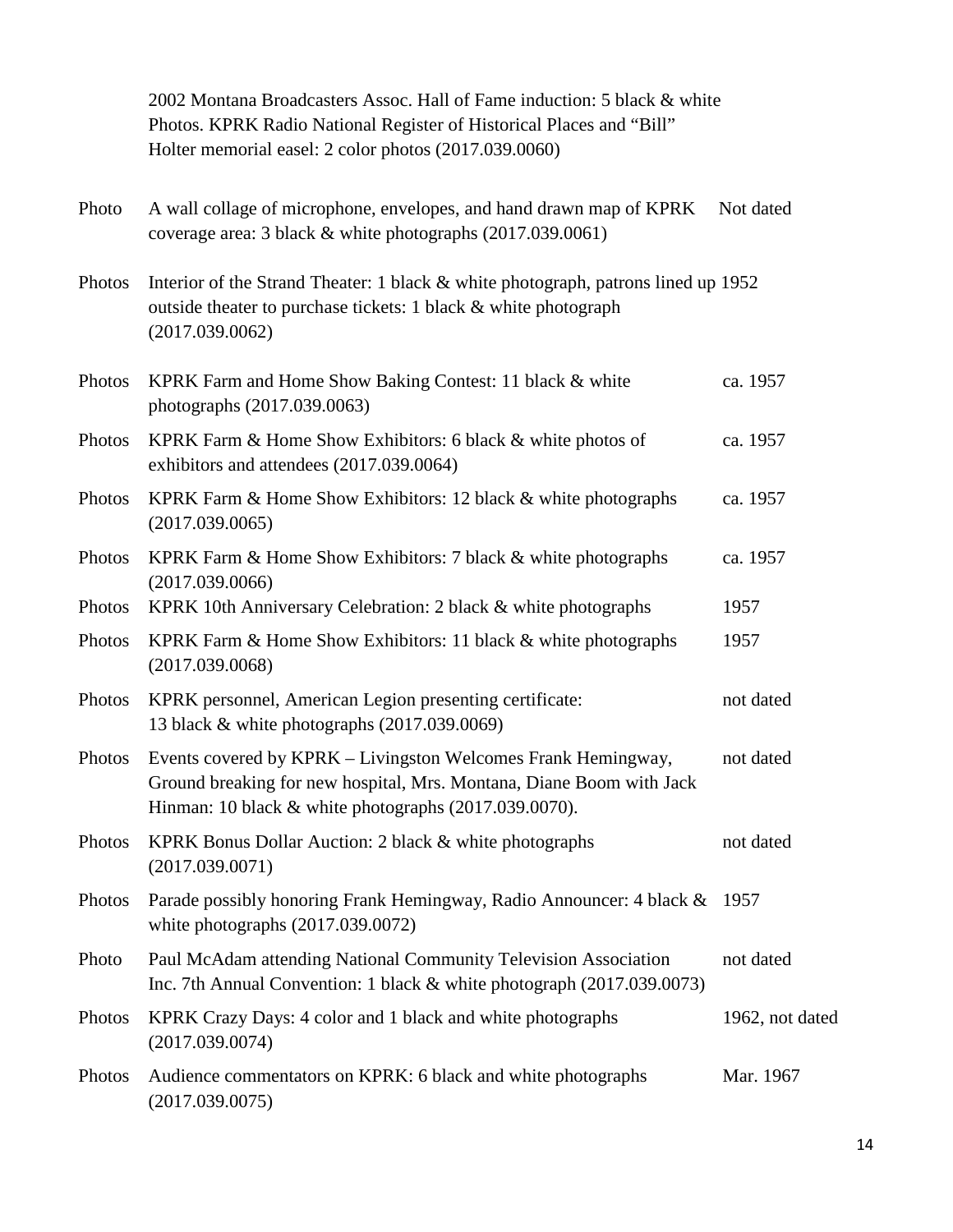2002 Montana Broadcasters Assoc. Hall of Fame induction: 5 black & white Photos. KPRK Radio National Register of Historical Places and "Bill" Holter memorial easel: 2 color photos (2017.039.0060)

| | | |
|---|---|---|
| Photo | A wall collage of microphone, envelopes, and hand drawn map of KPRK coverage area: 3 black & white photographs (2017.039.0061) | Not dated |
| Photos | Interior of the Strand Theater: 1 black & white photograph, patrons lined up outside theater to purchase tickets: 1 black & white photograph (2017.039.0062) | 1952 |
| Photos | KPRK Farm and Home Show Baking Contest: 11 black & white photographs (2017.039.0063) | ca. 1957 |
| Photos | KPRK Farm & Home Show Exhibitors: 6 black & white photos of exhibitors and attendees (2017.039.0064) | ca. 1957 |
| Photos | KPRK Farm & Home Show Exhibitors: 12 black & white photographs (2017.039.0065) | ca. 1957 |
| Photos | KPRK Farm & Home Show Exhibitors: 7 black & white photographs (2017.039.0066) | ca. 1957 |
| Photos | KPRK 10th Anniversary Celebration: 2 black & white photographs | 1957 |
| Photos | KPRK Farm & Home Show Exhibitors: 11 black & white photographs (2017.039.0068) | 1957 |
| Photos | KPRK personnel, American Legion presenting certificate: 13 black & white photographs (2017.039.0069) | not dated |
| Photos | Events covered by KPRK – Livingston Welcomes Frank Hemingway, Ground breaking for new hospital, Mrs. Montana, Diane Boom with Jack Hinman: 10 black & white photographs (2017.039.0070). | not dated |
| Photos | KPRK Bonus Dollar Auction: 2 black & white photographs (2017.039.0071) | not dated |
| Photos | Parade possibly honoring Frank Hemingway, Radio Announcer: 4 black & white photographs (2017.039.0072) | 1957 |
| Photo | Paul McAdam attending National Community Television Association Inc. 7th Annual Convention: 1 black & white photograph (2017.039.0073) | not dated |
| Photos | KPRK Crazy Days: 4 color and 1 black and white photographs (2017.039.0074) | 1962, not dated |
| Photos | Audience commentators on KPRK: 6 black and white photographs (2017.039.0075) | Mar. 1967 |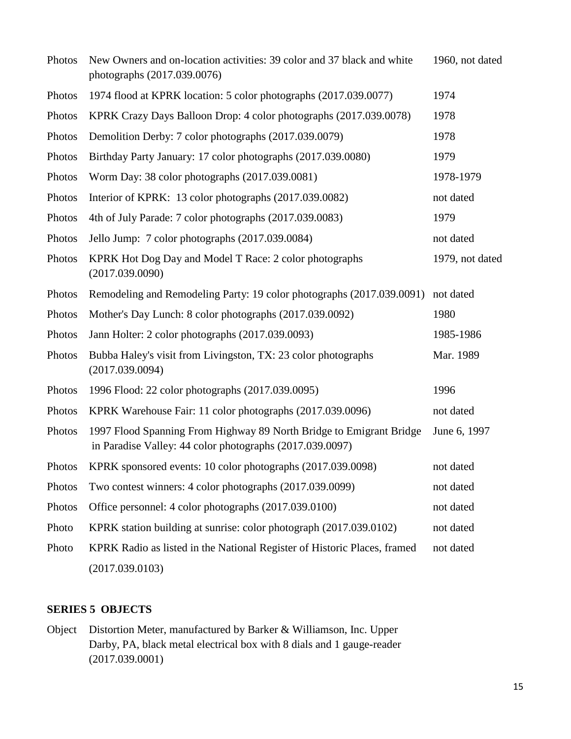| | | |
|---|---|---|
| Photos | New Owners and on-location activities: 39 color and 37 black and white photographs (2017.039.0076) | 1960, not dated |
| Photos | 1974 flood at KPRK location: 5 color photographs (2017.039.0077) | 1974 |
| Photos | KPRK Crazy Days Balloon Drop: 4 color photographs (2017.039.0078) | 1978 |
| Photos | Demolition Derby: 7 color photographs (2017.039.0079) | 1978 |
| Photos | Birthday Party January: 17 color photographs (2017.039.0080) | 1979 |
| Photos | Worm Day: 38 color photographs (2017.039.0081) | 1978-1979 |
| Photos | Interior of KPRK: 13 color photographs (2017.039.0082) | not dated |
| Photos | 4th of July Parade: 7 color photographs (2017.039.0083) | 1979 |
| Photos | Jello Jump: 7 color photographs (2017.039.0084) | not dated |
| Photos | KPRK Hot Dog Day and Model T Race: 2 color photographs (2017.039.0090) | 1979, not dated |
| Photos | Remodeling and Remodeling Party: 19 color photographs (2017.039.0091) | not dated |
| Photos | Mother's Day Lunch: 8 color photographs (2017.039.0092) | 1980 |
| Photos | Jann Holter: 2 color photographs (2017.039.0093) | 1985-1986 |
| Photos | Bubba Haley's visit from Livingston, TX: 23 color photographs (2017.039.0094) | Mar. 1989 |
| Photos | 1996 Flood: 22 color photographs (2017.039.0095) | 1996 |
| Photos | KPRK Warehouse Fair: 11 color photographs (2017.039.0096) | not dated |
| Photos | 1997 Flood Spanning From Highway 89 North Bridge to Emigrant Bridge in Paradise Valley: 44 color photographs (2017.039.0097) | June 6, 1997 |
| Photos | KPRK sponsored events: 10 color photographs (2017.039.0098) | not dated |
| Photos | Two contest winners: 4 color photographs (2017.039.0099) | not dated |
| Photos | Office personnel: 4 color photographs (2017.039.0100) | not dated |
| Photo | KPRK station building at sunrise: color photograph (2017.039.0102) | not dated |
| Photo | KPRK Radio as listed in the National Register of Historic Places, framed (2017.039.0103) | not dated |

**SERIES 5 OBJECTS**

| | |
|---|---|
| Object | Distortion Meter, manufactured by Barker & Williamson, Inc. Upper Darby, PA, black metal electrical box with 8 dials and 1 gauge-reader (2017.039.0001) |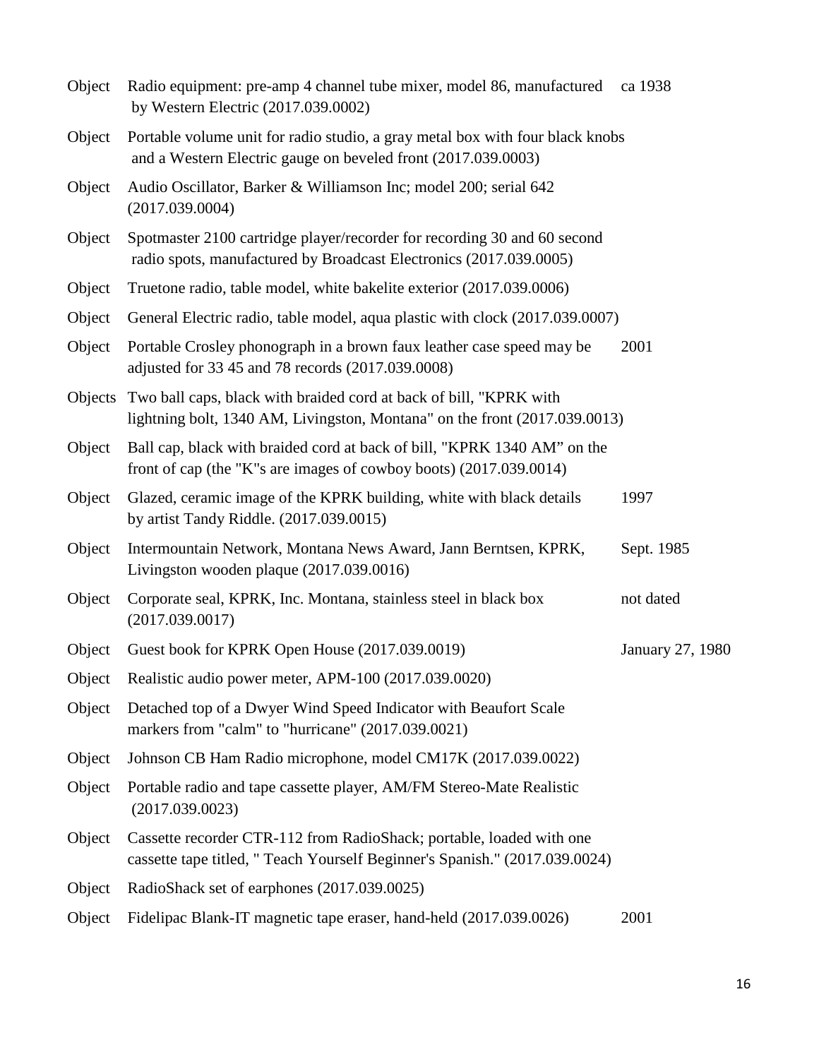| | | |
|---|---|---|
| Object | Radio equipment: pre-amp 4 channel tube mixer, model 86, manufactured by Western Electric (2017.039.0002) | ca 1938 |
| Object | Portable volume unit for radio studio, a gray metal box with four black knobs and a Western Electric gauge on beveled front (2017.039.0003) | |
| Object | Audio Oscillator, Barker & Williamson Inc; model 200; serial 642 (2017.039.0004) | |
| Object | Spotmaster 2100 cartridge player/recorder for recording 30 and 60 second radio spots, manufactured by Broadcast Electronics (2017.039.0005) | |
| Object | Truetone radio, table model, white bakelite exterior (2017.039.0006) | |
| Object | General Electric radio, table model, aqua plastic with clock (2017.039.0007) | |
| Object | Portable Crosley phonograph in a brown faux leather case speed may be adjusted for 33 45 and 78 records (2017.039.0008) | 2001 |
| Objects | Two ball caps, black with braided cord at back of bill, "KPRK with lightning bolt, 1340 AM, Livingston, Montana" on the front (2017.039.0013) | |
| Object | Ball cap, black with braided cord at back of bill, "KPRK 1340 AM" on the front of cap (the "K"s are images of cowboy boots) (2017.039.0014) | |
| Object | Glazed, ceramic image of the KPRK building, white with black details by artist Tandy Riddle. (2017.039.0015) | 1997 |
| Object | Intermountain Network, Montana News Award, Jann Berntsen, KPRK, Livingston wooden plaque (2017.039.0016) | Sept. 1985 |
| Object | Corporate seal, KPRK, Inc. Montana, stainless steel in black box (2017.039.0017) | not dated |
| Object | Guest book for KPRK Open House (2017.039.0019) | January 27, 1980 |
| Object | Realistic audio power meter, APM-100 (2017.039.0020) | |
| Object | Detached top of a Dwyer Wind Speed Indicator with Beaufort Scale markers from "calm" to "hurricane" (2017.039.0021) | |
| Object | Johnson CB Ham Radio microphone, model CM17K (2017.039.0022) | |
| Object | Portable radio and tape cassette player, AM/FM Stereo-Mate Realistic (2017.039.0023) | |
| Object | Cassette recorder CTR-112 from RadioShack; portable, loaded with one cassette tape titled, " Teach Yourself Beginner's Spanish." (2017.039.0024) | |
| Object | RadioShack set of earphones (2017.039.0025) | |
| Object | Fidelipac Blank-IT magnetic tape eraser, hand-held (2017.039.0026) | 2001 |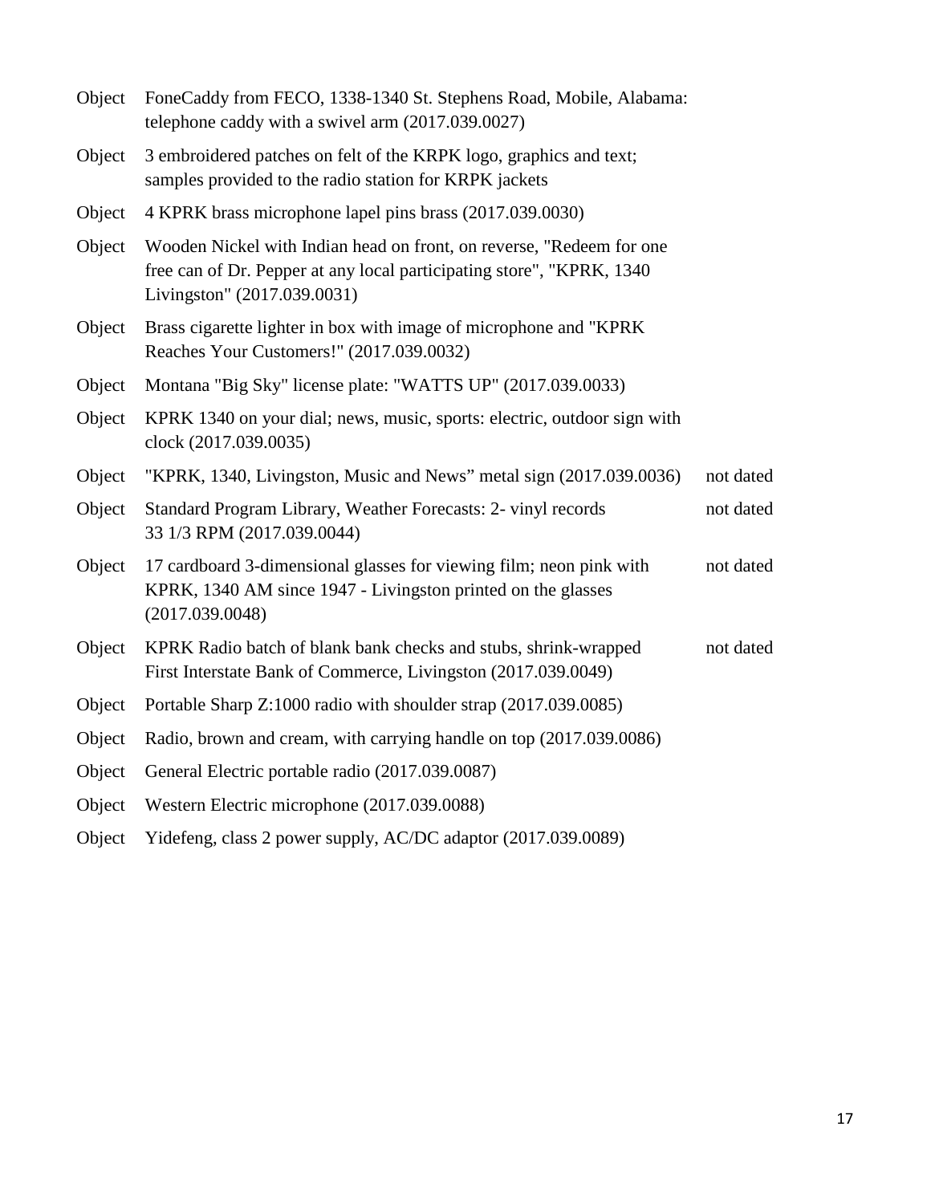| | | |
|---|---|---|
| Object | FoneCaddy from FECO, 1338-1340 St. Stephens Road, Mobile, Alabama: telephone caddy with a swivel arm (2017.039.0027) | |
| Object | 3 embroidered patches on felt of the KRPK logo, graphics and text; samples provided to the radio station for KRPK jackets | |
| Object | 4 KPRK brass microphone lapel pins brass (2017.039.0030) | |
| Object | Wooden Nickel with Indian head on front, on reverse, "Redeem for one free can of Dr. Pepper at any local participating store", "KPRK, 1340 Livingston" (2017.039.0031) | |
| Object | Brass cigarette lighter in box with image of microphone and "KPRK Reaches Your Customers!" (2017.039.0032) | |
| Object | Montana "Big Sky" license plate: "WATTS UP" (2017.039.0033) | |
| Object | KPRK 1340 on your dial; news, music, sports: electric, outdoor sign with clock (2017.039.0035) | |
| Object | "KPRK, 1340, Livingston, Music and News" metal sign (2017.039.0036) | not dated |
| Object | Standard Program Library, Weather Forecasts: 2- vinyl records 33 1/3 RPM (2017.039.0044) | not dated |
| Object | 17 cardboard 3-dimensional glasses for viewing film; neon pink with KPRK, 1340 AM since 1947 - Livingston printed on the glasses (2017.039.0048) | not dated |
| Object | KPRK Radio batch of blank bank checks and stubs, shrink-wrapped First Interstate Bank of Commerce, Livingston (2017.039.0049) | not dated |
| Object | Portable Sharp Z:1000 radio with shoulder strap (2017.039.0085) | |
| Object | Radio, brown and cream, with carrying handle on top (2017.039.0086) | |
| Object | General Electric portable radio (2017.039.0087) | |
| Object | Western Electric microphone (2017.039.0088) | |
| Object | Yidefeng, class 2 power supply, AC/DC adaptor (2017.039.0089) | |